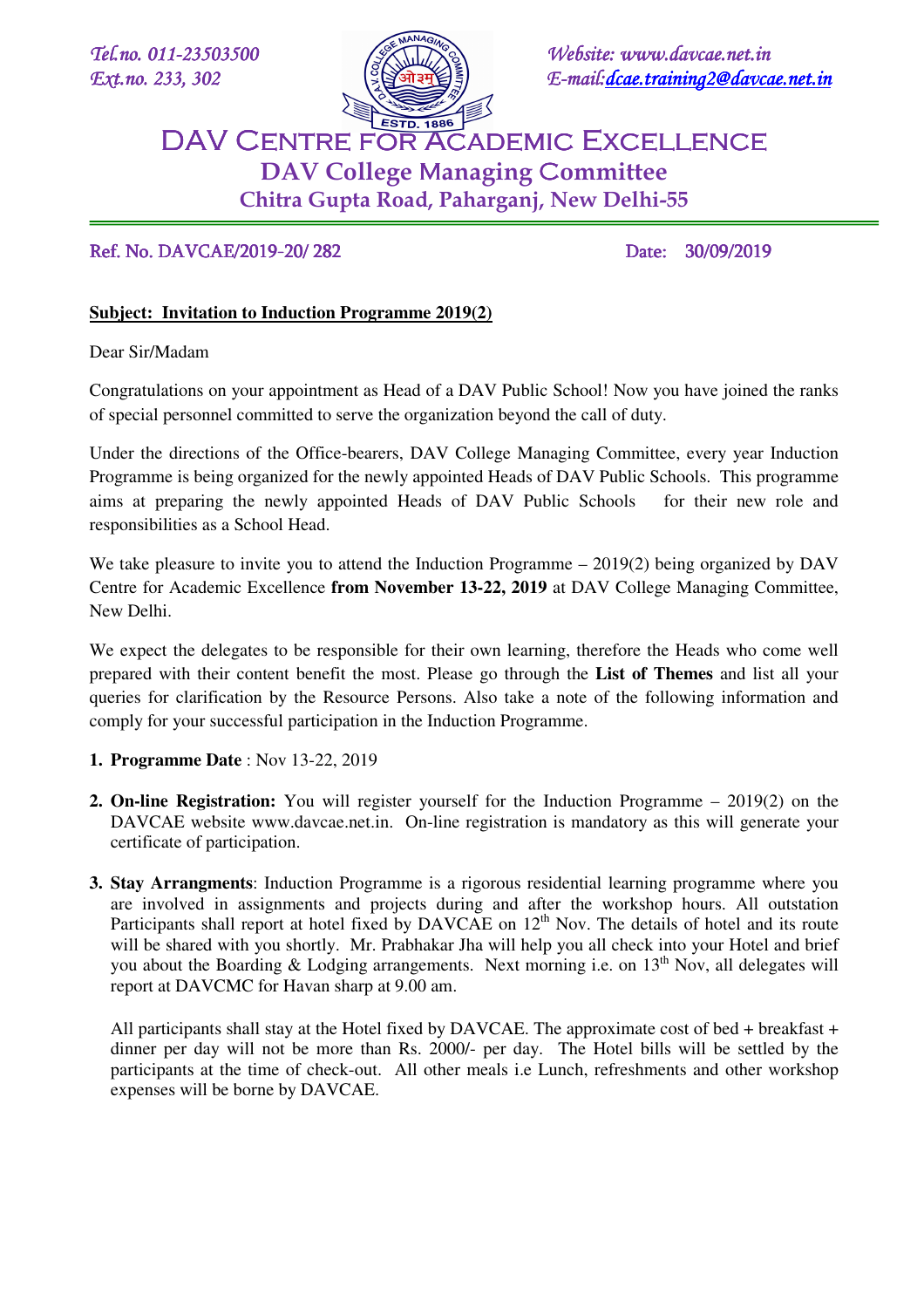*Tel.no. 011-23503500*
*Ext.no. 233, 302*

*Website: www.davcae.net.in*
*E-mail: dcae.training2@davcae.net.in*

# DAV Centre for Academic Excellence
## DAV College Managing Committee
### Chitra Gupta Road, Paharganj, New Delhi-55

Ref. No. DAVCAE/2019-20/ 282 Date: 30/09/2019

**Subject: Invitation to Induction Programme 2019(2)**

Dear Sir/Madam

Congratulations on your appointment as Head of a DAV Public School! Now you have joined the ranks of special personnel committed to serve the organization beyond the call of duty.

Under the directions of the Office-bearers, DAV College Managing Committee, every year Induction Programme is being organized for the newly appointed Heads of DAV Public Schools. This programme aims at preparing the newly appointed Heads of DAV Public Schools for their new role and responsibilities as a School Head.

We take pleasure to invite you to attend the Induction Programme – 2019(2) being organized by DAV Centre for Academic Excellence **from November 13-22, 2019** at DAV College Managing Committee, New Delhi.

We expect the delegates to be responsible for their own learning, therefore the Heads who come well prepared with their content benefit the most. Please go through the **List of Themes** and list all your queries for clarification by the Resource Persons. Also take a note of the following information and comply for your successful participation in the Induction Programme.

1. **Programme Date** : Nov 13-22, 2019

2. **On-line Registration:** You will register yourself for the Induction Programme – 2019(2) on the DAVCAE website www.davcae.net.in. On-line registration is mandatory as this will generate your certificate of participation.

3. **Stay Arrangments**: Induction Programme is a rigorous residential learning programme where you are involved in assignments and projects during and after the workshop hours. All outstation Participants shall report at hotel fixed by DAVCAE on 12th Nov. The details of hotel and its route will be shared with you shortly. Mr. Prabhakar Jha will help you all check into your Hotel and brief you about the Boarding & Lodging arrangements. Next morning i.e. on 13th Nov, all delegates will report at DAVCMC for Havan sharp at 9.00 am.

   All participants shall stay at the Hotel fixed by DAVCAE. The approximate cost of bed + breakfast + dinner per day will not be more than Rs. 2000/- per day. The Hotel bills will be settled by the participants at the time of check-out. All other meals i.e Lunch, refreshments and other workshop expenses will be borne by DAVCAE.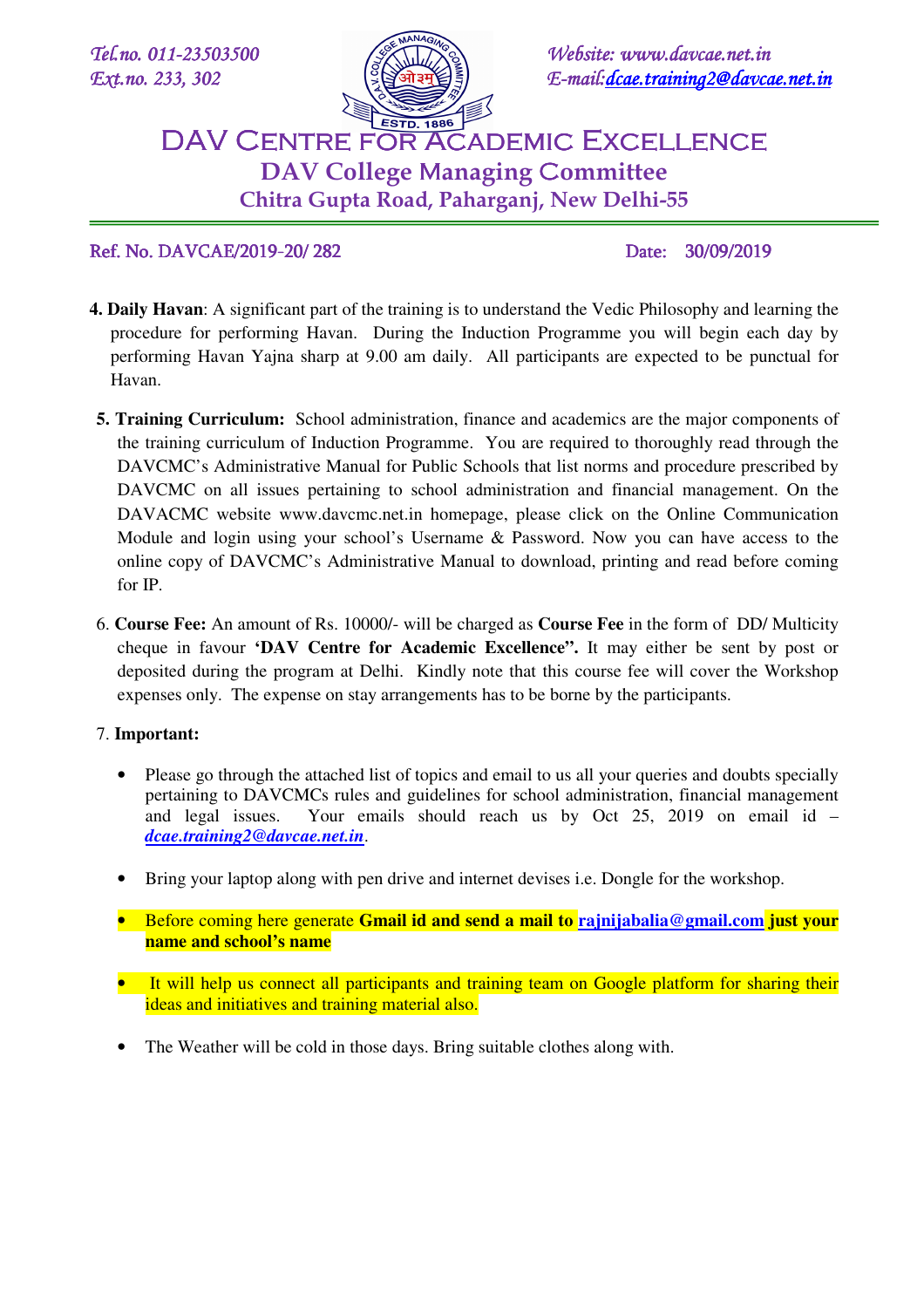Tel.no. 011-23503500
Ext.no. 233, 302

Website: www.davcae.net.in
E-mail: dcae.training2@davcae.net.in

# DAV Centre for Academic Excellence

## DAV College Managing Committee

### Chitra Gupta Road, Paharganj, New Delhi-55

Ref. No. DAVCAE/2019-20/ 282 Date: 30/09/2019

4. **Daily Havan**: A significant part of the training is to understand the Vedic Philosophy and learning the procedure for performing Havan. During the Induction Programme you will begin each day by performing Havan Yajna sharp at 9.00 am daily. All participants are expected to be punctual for Havan.

5. **Training Curriculum:** School administration, finance and academics are the major components of the training curriculum of Induction Programme. You are required to thoroughly read through the DAVCMC's Administrative Manual for Public Schools that list norms and procedure prescribed by DAVCMC on all issues pertaining to school administration and financial management. On the DAVACMC website www.davcmc.net.in homepage, please click on the Online Communication Module and login using your school's Username & Password. Now you can have access to the online copy of DAVCMC's Administrative Manual to download, printing and read before coming for IP.

6. **Course Fee:** An amount of Rs. 10000/- will be charged as **Course Fee** in the form of DD/ Multicity cheque in favour **'DAV Centre for Academic Excellence".** It may either be sent by post or deposited during the program at Delhi. Kindly note that this course fee will cover the Workshop expenses only. The expense on stay arrangements has to be borne by the participants.

7. **Important:**

- Please go through the attached list of topics and email to us all your queries and doubts specially pertaining to DAVCMCs rules and guidelines for school administration, financial management and legal issues. Your emails should reach us by Oct 25, 2019 on email id – ***dcae.training2@davcae.net.in***.

- Bring your laptop along with pen drive and internet devises i.e. Dongle for the workshop.

- Before coming here generate **Gmail id and send a mail to** rajnijabalia@gmail.com **just your name and school's name**

- It will help us connect all participants and training team on Google platform for sharing their ideas and initiatives and training material also.

- The Weather will be cold in those days. Bring suitable clothes along with.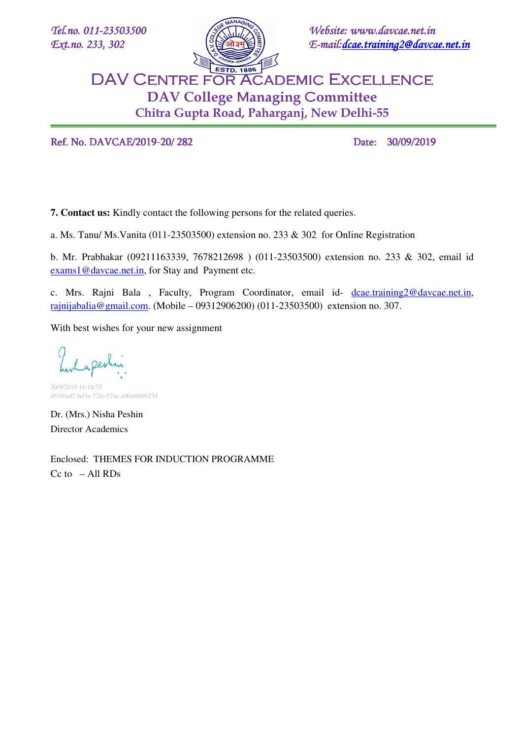Tel.no. 011-23503500
Ext.no. 233, 302

Website: www.davcae.net.in
E-mail: dcae.training2@davcae.net.in

# DAV Centre for Academic Excellence

## DAV College Managing Committee

### Chitra Gupta Road, Paharganj, New Delhi-55

Ref. No. DAVCAE/2019-20/ 282 Date: 30/09/2019

**7. Contact us:** Kindly contact the following persons for the related queries.

a. Ms. Tanu/ Ms.Vanita (011-23503500) extension no. 233 & 302 for Online Registration

b. Mr. Prabhakar (09211163339, 7678212698 ) (011-23503500) extension no. 233 & 302, email id exams1@davcae.net.in, for Stay and Payment etc.

c. Mrs. Rajni Bala , Faculty, Program Coordinator, email id- dcae.training2@davcae.net.in, rajnijabalia@gmail.com. (Mobile – 09312906200) (011-23503500) extension no. 307.

With best wishes for your new assignment

30/9/2019 16:18:33
d63f0ad7-bd3a-72fe-57ac-a00eb9ff623d

Dr. (Mrs.) Nisha Peshin
Director Academics

Enclosed: THEMES FOR INDUCTION PROGRAMME
Cc to – All RDs